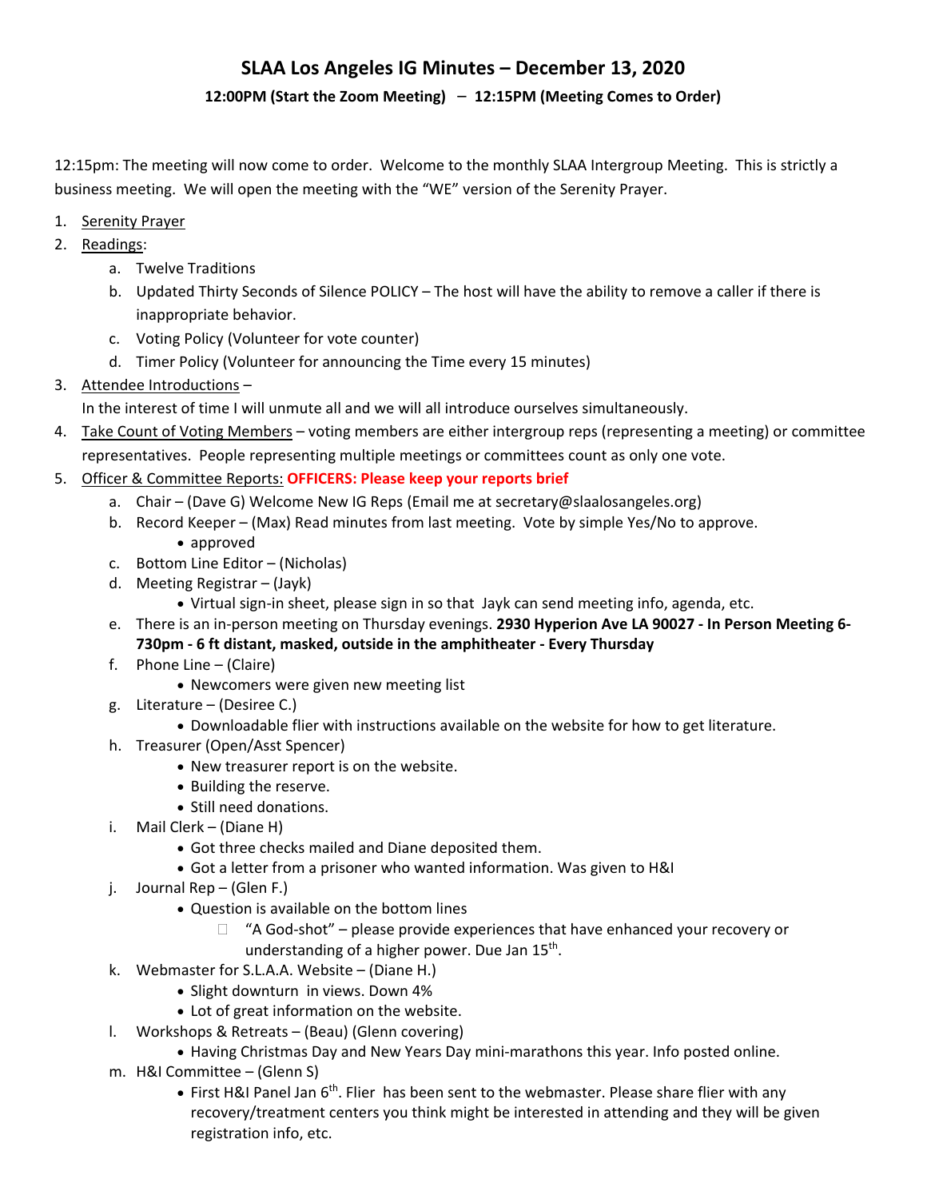# SLAA Los Angeles IG Minutes – December 13, 2020

**12:00PM (Start the Zoom Meeting) – 12:15PM (Meeting Comes to Order)**

12:15pm: The meeting will now come to order. Welcome to the monthly SLAA Intergroup Meeting. This is strictly a business meeting. We will open the meeting with the "WE" version of the Serenity Prayer.

1. Serenity Prayer
2. Readings:
   a. Twelve Traditions
   b. Updated Thirty Seconds of Silence POLICY – The host will have the ability to remove a caller if there is inappropriate behavior.
   c. Voting Policy (Volunteer for vote counter)
   d. Timer Policy (Volunteer for announcing the Time every 15 minutes)
3. Attendee Introductions –
   In the interest of time I will unmute all and we will all introduce ourselves simultaneously.
4. Take Count of Voting Members – voting members are either intergroup reps (representing a meeting) or committee representatives. People representing multiple meetings or committees count as only one vote.
5. Officer & Committee Reports: **OFFICERS: Please keep your reports brief**
   a. Chair – (Dave G) Welcome New IG Reps (Email me at secretary@slaalosangeles.org)
   b. Record Keeper – (Max) Read minutes from last meeting. Vote by simple Yes/No to approve.
      - approved
   c. Bottom Line Editor – (Nicholas)
   d. Meeting Registrar – (Jayk)
      - Virtual sign-in sheet, please sign in so that Jayk can send meeting info, agenda, etc.
   e. There is an in-person meeting on Thursday evenings. **2930 Hyperion Ave LA 90027 - In Person Meeting 6-730pm - 6 ft distant, masked, outside in the amphitheater - Every Thursday**
   f. Phone Line – (Claire)
      - Newcomers were given new meeting list
   g. Literature – (Desiree C.)
      - Downloadable flier with instructions available on the website for how to get literature.
   h. Treasurer (Open/Asst Spencer)
      - New treasurer report is on the website.
      - Building the reserve.
      - Still need donations.
   i. Mail Clerk – (Diane H)
      - Got three checks mailed and Diane deposited them.
      - Got a letter from a prisoner who wanted information. Was given to H&I
   j. Journal Rep – (Glen F.)
      - Question is available on the bottom lines
        - "A God-shot" – please provide experiences that have enhanced your recovery or understanding of a higher power. Due Jan 15th.
   k. Webmaster for S.L.A.A. Website – (Diane H.)
      - Slight downturn in views. Down 4%
      - Lot of great information on the website.
   l. Workshops & Retreats – (Beau) (Glenn covering)
      - Having Christmas Day and New Years Day mini-marathons this year. Info posted online.
   m. H&I Committee – (Glenn S)
      - First H&I Panel Jan 6th. Flier has been sent to the webmaster. Please share flier with any recovery/treatment centers you think might be interested in attending and they will be given registration info, etc.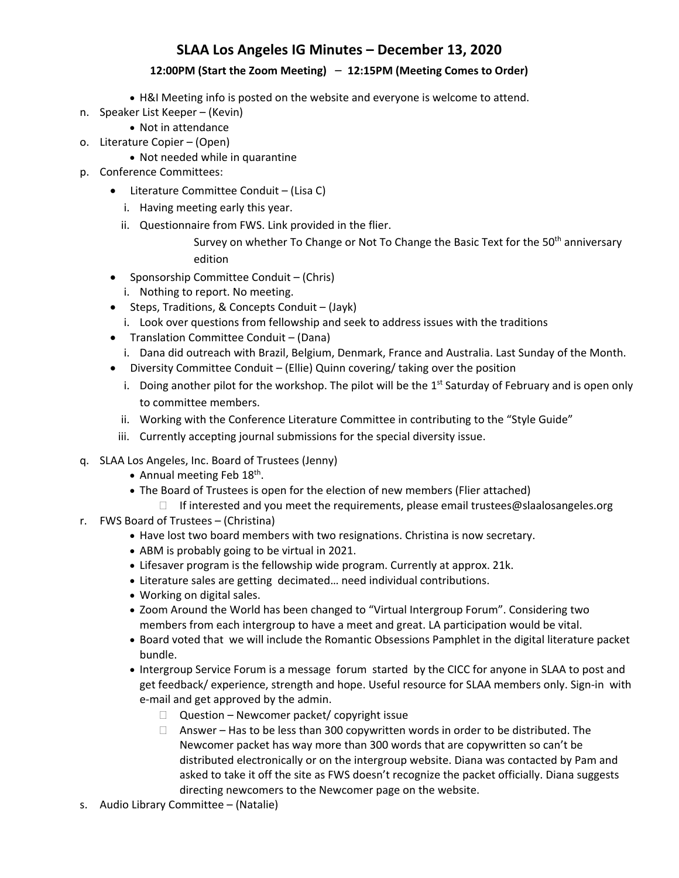# SLAA Los Angeles IG Minutes – December 13, 2020

**12:00PM (Start the Zoom Meeting) – 12:15PM (Meeting Comes to Order)**

- H&I Meeting info is posted on the website and everyone is welcome to attend.

n. Speaker List Keeper – (Kevin)
- Not in attendance

o. Literature Copier – (Open)
- Not needed while in quarantine

p. Conference Committees:
- Literature Committee Conduit – (Lisa C)
  - i. Having meeting early this year.
  - ii. Questionnaire from FWS. Link provided in the flier.
    Survey on whether To Change or Not To Change the Basic Text for the 50th anniversary edition
- Sponsorship Committee Conduit – (Chris)
  - i. Nothing to report. No meeting.
- Steps, Traditions, & Concepts Conduit – (Jayk)
  - i. Look over questions from fellowship and seek to address issues with the traditions
- Translation Committee Conduit – (Dana)
  - i. Dana did outreach with Brazil, Belgium, Denmark, France and Australia. Last Sunday of the Month.
- Diversity Committee Conduit – (Ellie) Quinn covering/ taking over the position
  - i. Doing another pilot for the workshop. The pilot will be the 1st Saturday of February and is open only to committee members.
  - ii. Working with the Conference Literature Committee in contributing to the "Style Guide"
  - iii. Currently accepting journal submissions for the special diversity issue.

q. SLAA Los Angeles, Inc. Board of Trustees (Jenny)
- Annual meeting Feb 18th.
- The Board of Trustees is open for the election of new members (Flier attached)
  - If interested and you meet the requirements, please email trustees@slaalosangeles.org

r. FWS Board of Trustees – (Christina)
- Have lost two board members with two resignations. Christina is now secretary.
- ABM is probably going to be virtual in 2021.
- Lifesaver program is the fellowship wide program. Currently at approx. 21k.
- Literature sales are getting decimated… need individual contributions.
- Working on digital sales.
- Zoom Around the World has been changed to "Virtual Intergroup Forum". Considering two members from each intergroup to have a meet and great. LA participation would be vital.
- Board voted that we will include the Romantic Obsessions Pamphlet in the digital literature packet bundle.
- Intergroup Service Forum is a message forum started by the CICC for anyone in SLAA to post and get feedback/ experience, strength and hope. Useful resource for SLAA members only. Sign-in with e-mail and get approved by the admin.
  - Question – Newcomer packet/ copyright issue
  - Answer – Has to be less than 300 copywritten words in order to be distributed. The Newcomer packet has way more than 300 words that are copywritten so can't be distributed electronically or on the intergroup website. Diana was contacted by Pam and asked to take it off the site as FWS doesn't recognize the packet officially. Diana suggests directing newcomers to the Newcomer page on the website.

s. Audio Library Committee – (Natalie)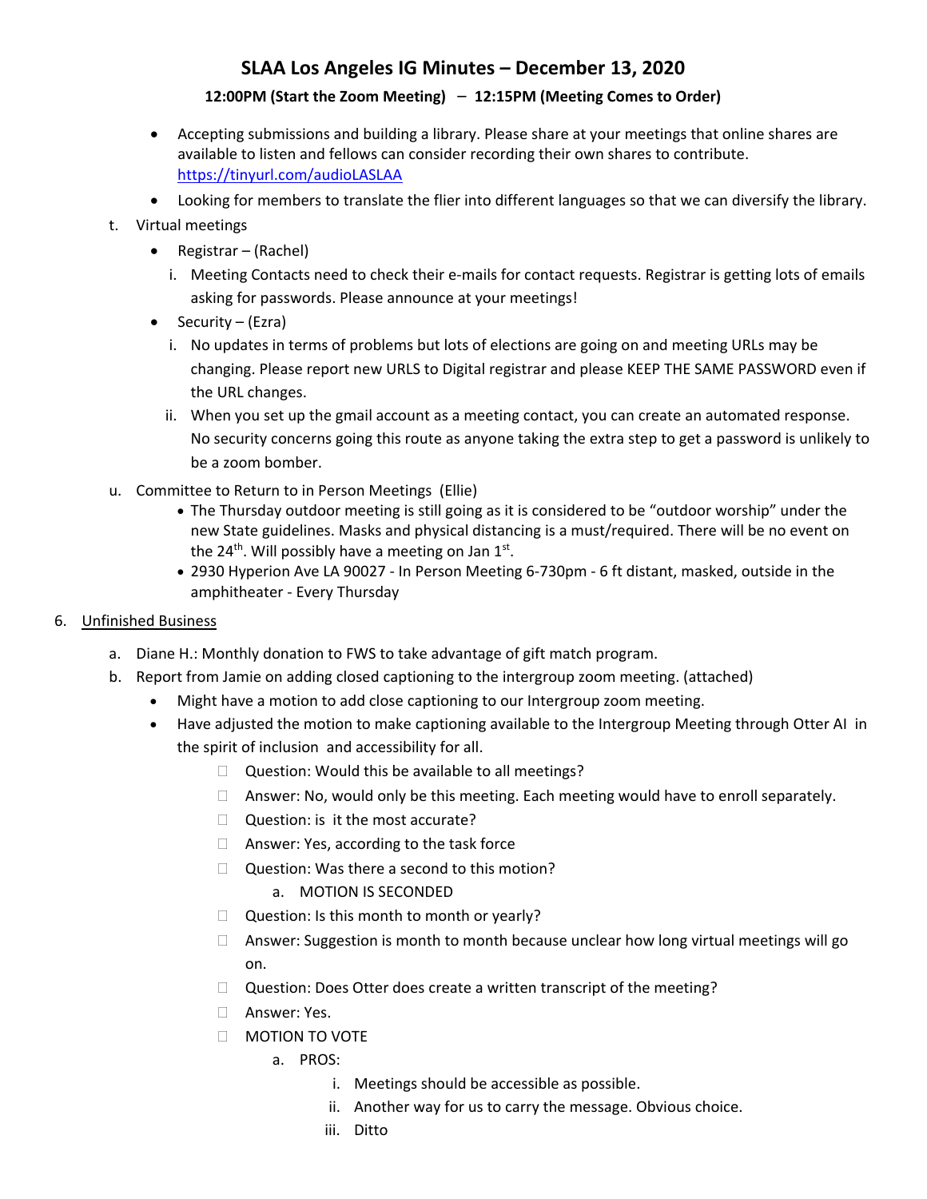# SLAA Los Angeles IG Minutes – December 13, 2020

**12:00PM (Start the Zoom Meeting) – 12:15PM (Meeting Comes to Order)**

- Accepting submissions and building a library. Please share at your meetings that online shares are available to listen and fellows can consider recording their own shares to contribute. https://tinyurl.com/audioLASLAA
- Looking for members to translate the flier into different languages so that we can diversify the library.

t. Virtual meetings

- Registrar – (Rachel)
  - i. Meeting Contacts need to check their e-mails for contact requests. Registrar is getting lots of emails asking for passwords. Please announce at your meetings!
- Security – (Ezra)
  - i. No updates in terms of problems but lots of elections are going on and meeting URLs may be changing. Please report new URLS to Digital registrar and please KEEP THE SAME PASSWORD even if the URL changes.
  - ii. When you set up the gmail account as a meeting contact, you can create an automated response. No security concerns going this route as anyone taking the extra step to get a password is unlikely to be a zoom bomber.

u. Committee to Return to in Person Meetings (Ellie)

- The Thursday outdoor meeting is still going as it is considered to be "outdoor worship" under the new State guidelines. Masks and physical distancing is a must/required. There will be no event on the 24th. Will possibly have a meeting on Jan 1st.
- 2930 Hyperion Ave LA 90027 - In Person Meeting 6-730pm - 6 ft distant, masked, outside in the amphitheater - Every Thursday

6. Unfinished Business

a. Diane H.: Monthly donation to FWS to take advantage of gift match program.

b. Report from Jamie on adding closed captioning to the intergroup zoom meeting. (attached)

- Might have a motion to add close captioning to our Intergroup zoom meeting.
- Have adjusted the motion to make captioning available to the Intergroup Meeting through Otter AI in the spirit of inclusion and accessibility for all.
  - Question: Would this be available to all meetings?
  - Answer: No, would only be this meeting. Each meeting would have to enroll separately.
  - Question: is it the most accurate?
  - Answer: Yes, according to the task force
  - Question: Was there a second to this motion?
    - a. MOTION IS SECONDED
  - Question: Is this month to month or yearly?
  - Answer: Suggestion is month to month because unclear how long virtual meetings will go on.
  - Question: Does Otter does create a written transcript of the meeting?
  - Answer: Yes.
  - MOTION TO VOTE
    - a. PROS:
      - i. Meetings should be accessible as possible.
      - ii. Another way for us to carry the message. Obvious choice.
      - iii. Ditto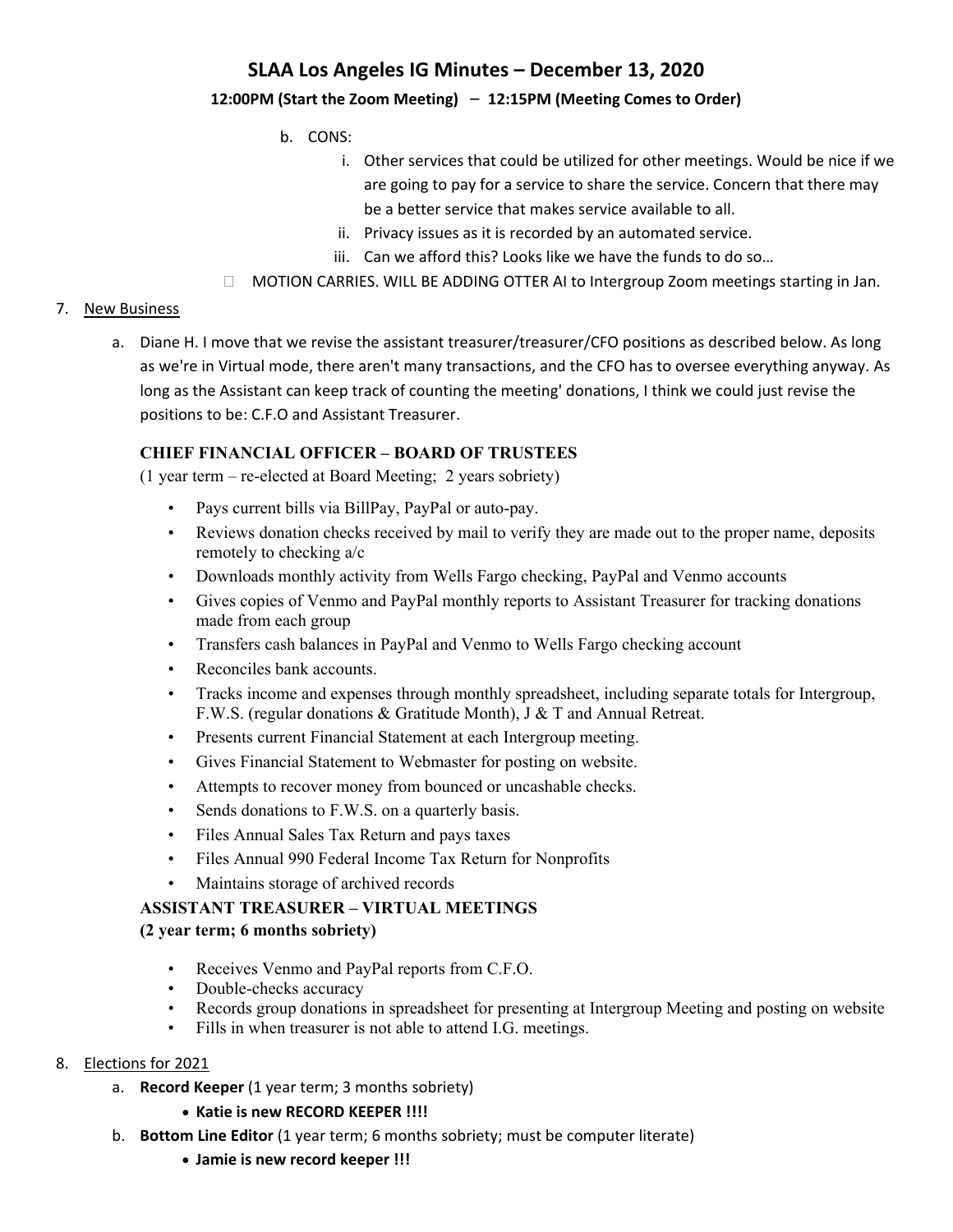# SLAA Los Angeles IG Minutes – December 13, 2020

**12:00PM (Start the Zoom Meeting) – 12:15PM (Meeting Comes to Order)**

- b. CONS:
  - i. Other services that could be utilized for other meetings. Would be nice if we are going to pay for a service to share the service. Concern that there may be a better service that makes service available to all.
  - ii. Privacy issues as it is recorded by an automated service.
  - iii. Can we afford this? Looks like we have the funds to do so…
- MOTION CARRIES. WILL BE ADDING OTTER AI to Intergroup Zoom meetings starting in Jan.

7. New Business

   a. Diane H. I move that we revise the assistant treasurer/treasurer/CFO positions as described below. As long as we're in Virtual mode, there aren't many transactions, and the CFO has to oversee everything anyway. As long as the Assistant can keep track of counting the meeting' donations, I think we could just revise the positions to be: C.F.O and Assistant Treasurer.

**CHIEF FINANCIAL OFFICER – BOARD OF TRUSTEES**

(1 year term – re-elected at Board Meeting; 2 years sobriety)

- Pays current bills via BillPay, PayPal or auto-pay.
- Reviews donation checks received by mail to verify they are made out to the proper name, deposits remotely to checking a/c
- Downloads monthly activity from Wells Fargo checking, PayPal and Venmo accounts
- Gives copies of Venmo and PayPal monthly reports to Assistant Treasurer for tracking donations made from each group
- Transfers cash balances in PayPal and Venmo to Wells Fargo checking account
- Reconciles bank accounts.
- Tracks income and expenses through monthly spreadsheet, including separate totals for Intergroup, F.W.S. (regular donations & Gratitude Month), J & T and Annual Retreat.
- Presents current Financial Statement at each Intergroup meeting.
- Gives Financial Statement to Webmaster for posting on website.
- Attempts to recover money from bounced or uncashable checks.
- Sends donations to F.W.S. on a quarterly basis.
- Files Annual Sales Tax Return and pays taxes
- Files Annual 990 Federal Income Tax Return for Nonprofits
- Maintains storage of archived records

**ASSISTANT TREASURER – VIRTUAL MEETINGS**

**(2 year term; 6 months sobriety)**

- Receives Venmo and PayPal reports from C.F.O.
- Double-checks accuracy
- Records group donations in spreadsheet for presenting at Intergroup Meeting and posting on website
- Fills in when treasurer is not able to attend I.G. meetings.

8. Elections for 2021

   a. **Record Keeper** (1 year term; 3 months sobriety)
      - **Katie is new RECORD KEEPER !!!!**

   b. **Bottom Line Editor** (1 year term; 6 months sobriety; must be computer literate)
      - **Jamie is new record keeper !!!**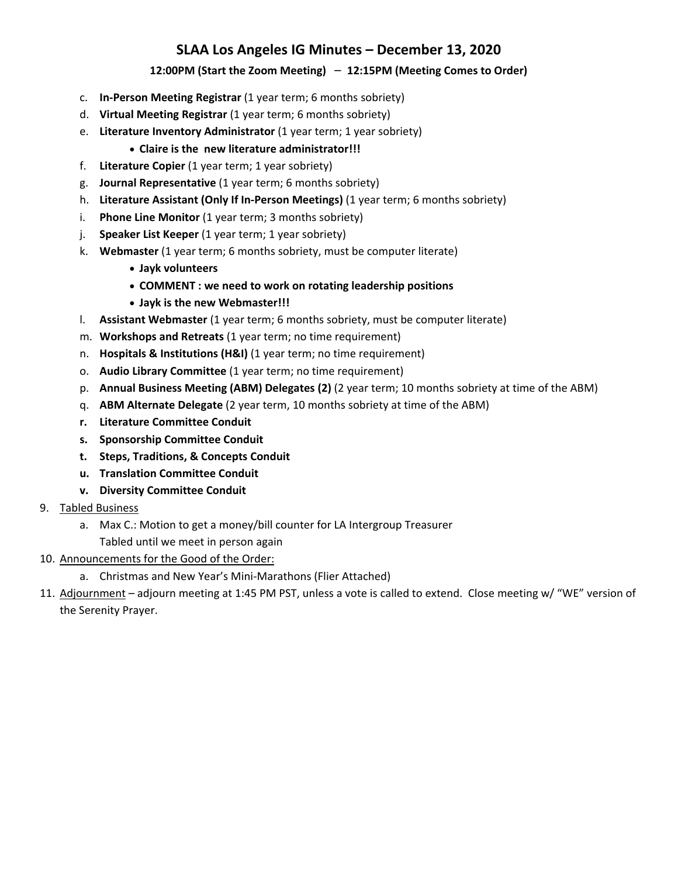# SLAA Los Angeles IG Minutes – December 13, 2020

**12:00PM (Start the Zoom Meeting) – 12:15PM (Meeting Comes to Order)**

c. **In-Person Meeting Registrar** (1 year term; 6 months sobriety)
d. **Virtual Meeting Registrar** (1 year term; 6 months sobriety)
e. **Literature Inventory Administrator** (1 year term; 1 year sobriety)
   - **Claire is the new literature administrator!!!**
f. **Literature Copier** (1 year term; 1 year sobriety)
g. **Journal Representative** (1 year term; 6 months sobriety)
h. **Literature Assistant (Only If In-Person Meetings)** (1 year term; 6 months sobriety)
i. **Phone Line Monitor** (1 year term; 3 months sobriety)
j. **Speaker List Keeper** (1 year term; 1 year sobriety)
k. **Webmaster** (1 year term; 6 months sobriety, must be computer literate)
   - **Jayk volunteers**
   - **COMMENT : we need to work on rotating leadership positions**
   - **Jayk is the new Webmaster!!!**
l. **Assistant Webmaster** (1 year term; 6 months sobriety, must be computer literate)
m. **Workshops and Retreats** (1 year term; no time requirement)
n. **Hospitals & Institutions (H&I)** (1 year term; no time requirement)
o. **Audio Library Committee** (1 year term; no time requirement)
p. **Annual Business Meeting (ABM) Delegates (2)** (2 year term; 10 months sobriety at time of the ABM)
q. **ABM Alternate Delegate** (2 year term, 10 months sobriety at time of the ABM)
**r. Literature Committee Conduit**
**s. Sponsorship Committee Conduit**
**t. Steps, Traditions, & Concepts Conduit**
**u. Translation Committee Conduit**
**v. Diversity Committee Conduit**

9. Tabled Business
   a. Max C.: Motion to get a money/bill counter for LA Intergroup Treasurer
      Tabled until we meet in person again
10. Announcements for the Good of the Order:
    a. Christmas and New Year's Mini-Marathons (Flier Attached)
11. Adjournment – adjourn meeting at 1:45 PM PST, unless a vote is called to extend. Close meeting w/ "WE" version of the Serenity Prayer.